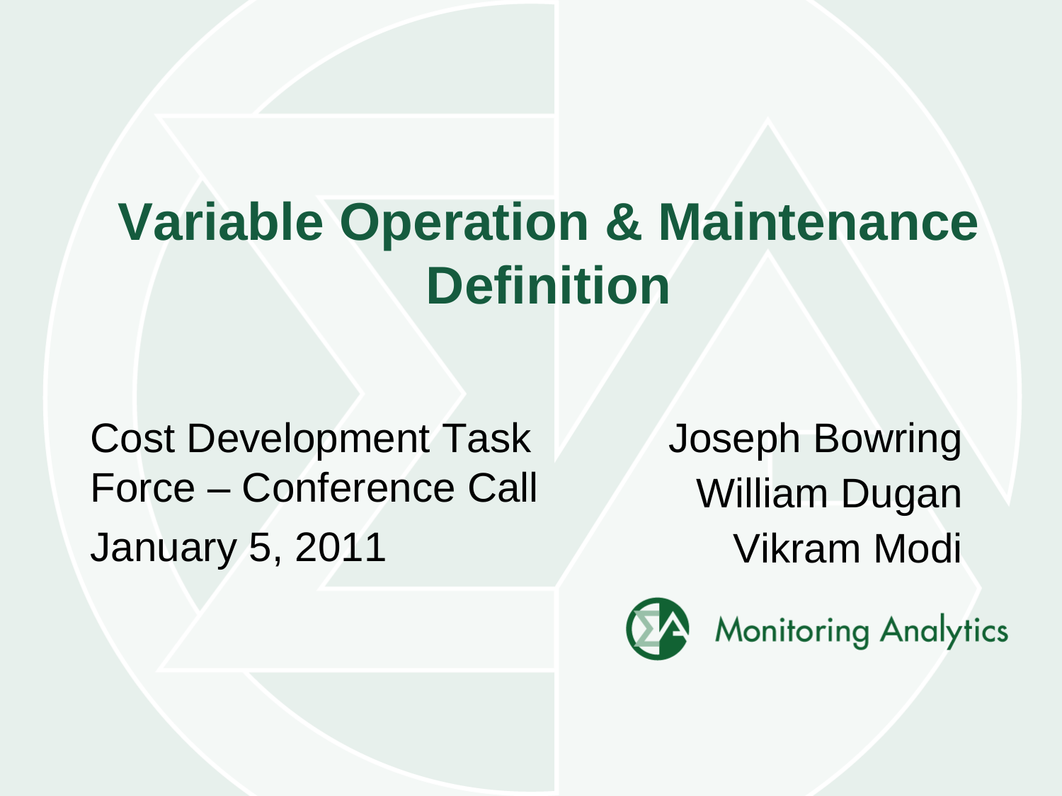# Variable Operation & Maintenance Definition

Cost Development Task Force – Conference Call

January 5, 2011

Joseph Bowring

William Dugan

Vikram Modi

Monitoring Analytics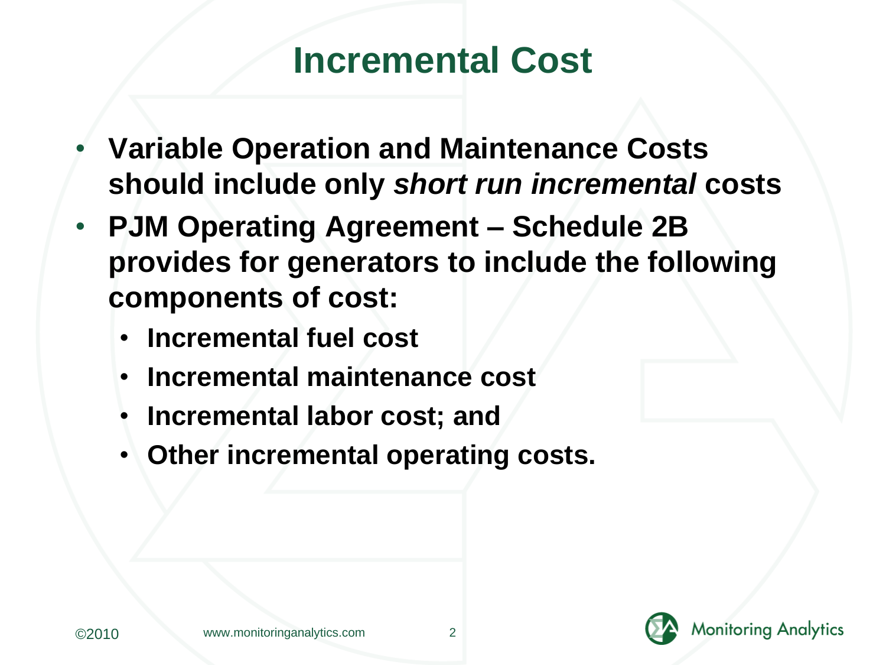# Incremental Cost

- **Variable Operation and Maintenance Costs should include only *short run incremental* costs**
- **PJM Operating Agreement – Schedule 2B provides for generators to include the following components of cost:**
  - **Incremental fuel cost**
  - **Incremental maintenance cost**
  - **Incremental labor cost; and**
  - **Other incremental operating costs.**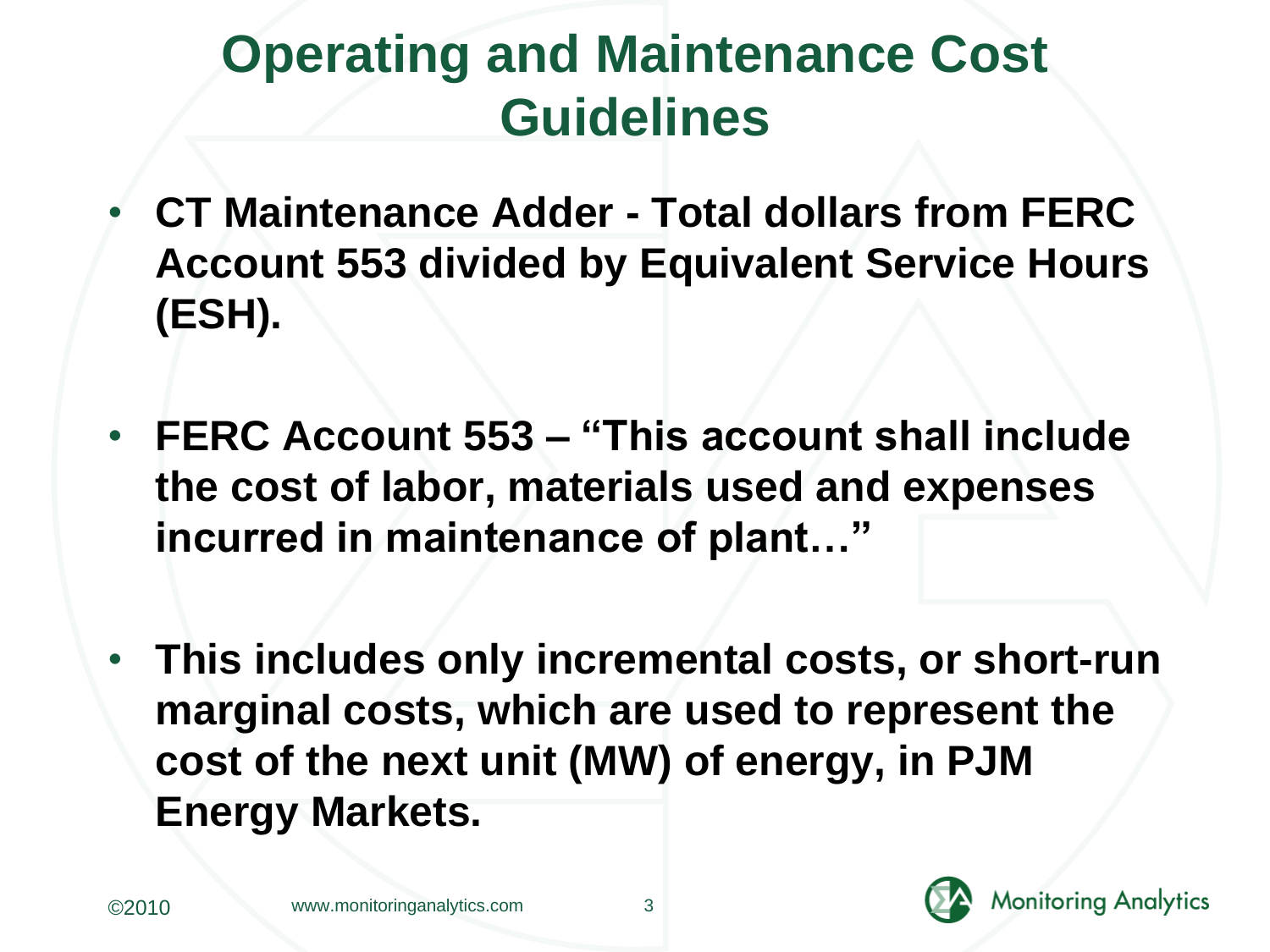# Operating and Maintenance Cost Guidelines

- **CT Maintenance Adder - Total dollars from FERC Account 553 divided by Equivalent Service Hours (ESH).**

- **FERC Account 553 – "This account shall include the cost of labor, materials used and expenses incurred in maintenance of plant…"**

- **This includes only incremental costs, or short-run marginal costs, which are used to represent the cost of the next unit (MW) of energy, in PJM Energy Markets.**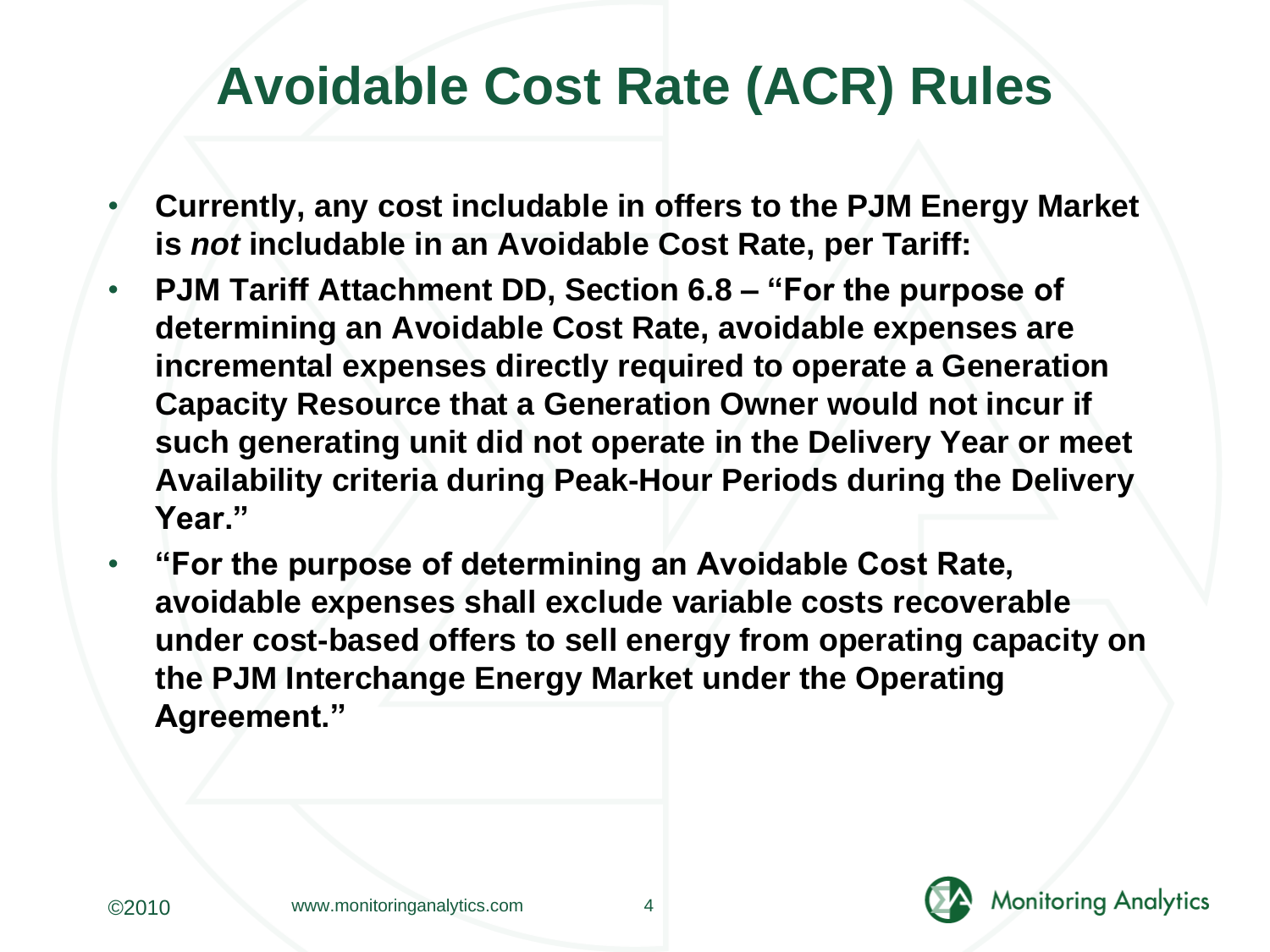# Avoidable Cost Rate (ACR) Rules

- **Currently, any cost includable in offers to the PJM Energy Market is *not* includable in an Avoidable Cost Rate, per Tariff:**
- **PJM Tariff Attachment DD, Section 6.8 – "For the purpose of determining an Avoidable Cost Rate, avoidable expenses are incremental expenses directly required to operate a Generation Capacity Resource that a Generation Owner would not incur if such generating unit did not operate in the Delivery Year or meet Availability criteria during Peak-Hour Periods during the Delivery Year."**
- **"For the purpose of determining an Avoidable Cost Rate, avoidable expenses shall exclude variable costs recoverable under cost-based offers to sell energy from operating capacity on the PJM Interchange Energy Market under the Operating Agreement."**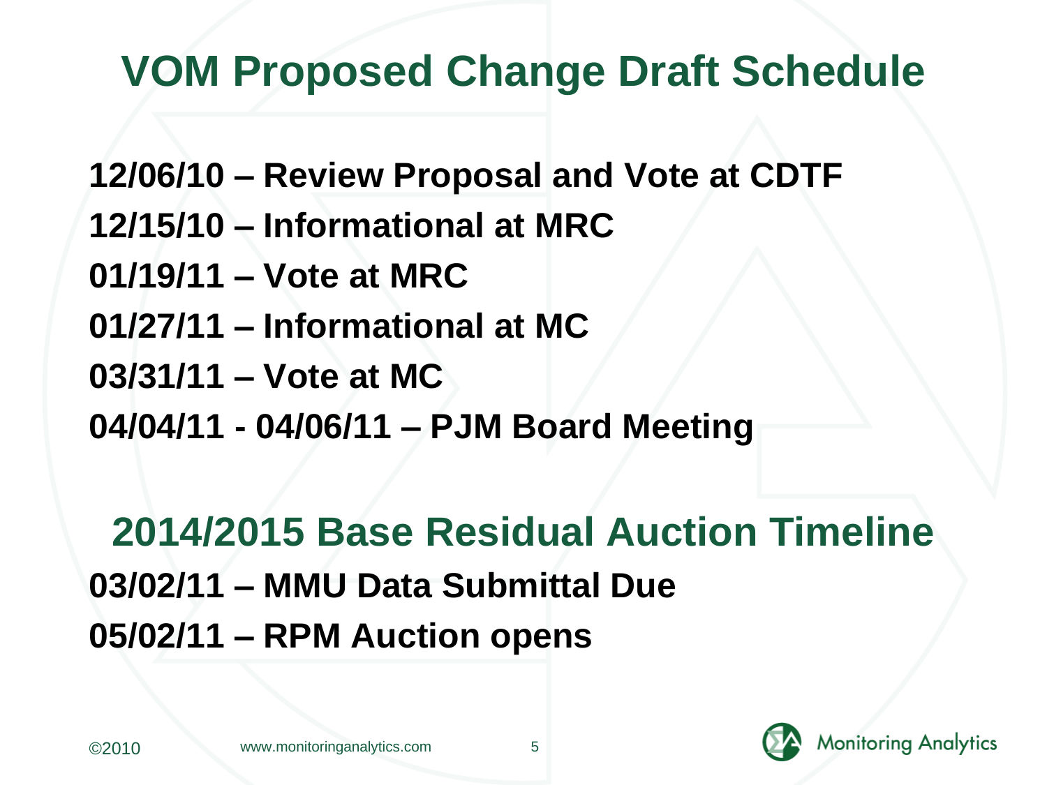# VOM Proposed Change Draft Schedule

**12/06/10 – Review Proposal and Vote at CDTF**

**12/15/10 – Informational at MRC**

**01/19/11 – Vote at MRC**

**01/27/11 – Informational at MC**

**03/31/11 – Vote at MC**

**04/04/11 - 04/06/11 – PJM Board Meeting**

## 2014/2015 Base Residual Auction Timeline

**03/02/11 – MMU Data Submittal Due**

**05/02/11 – RPM Auction opens**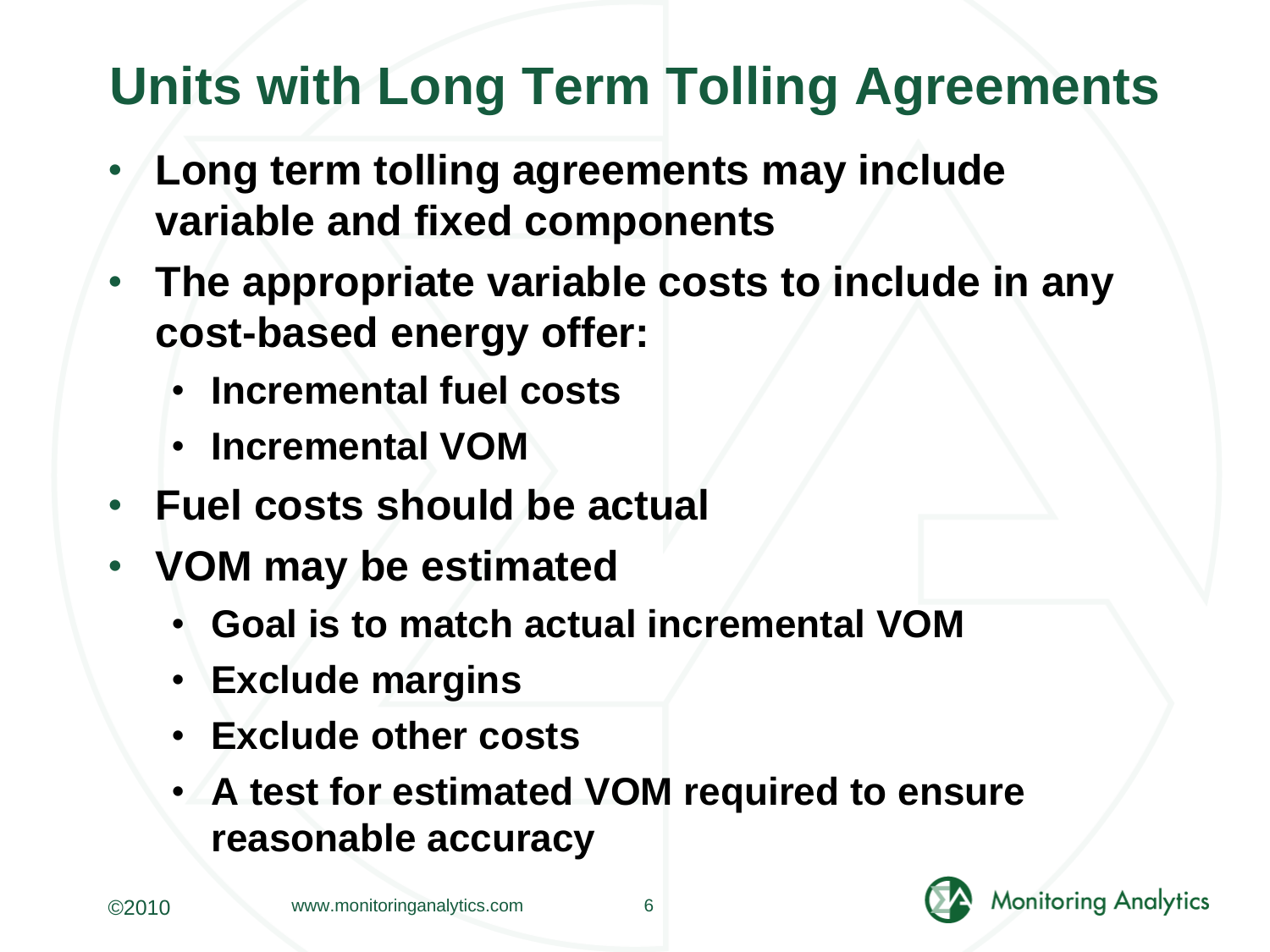# Units with Long Term Tolling Agreements

- **Long term tolling agreements may include variable and fixed components**
- **The appropriate variable costs to include in any cost-based energy offer:**
  - **Incremental fuel costs**
  - **Incremental VOM**
- **Fuel costs should be actual**
- **VOM may be estimated**
  - **Goal is to match actual incremental VOM**
  - **Exclude margins**
  - **Exclude other costs**
  - **A test for estimated VOM required to ensure reasonable accuracy**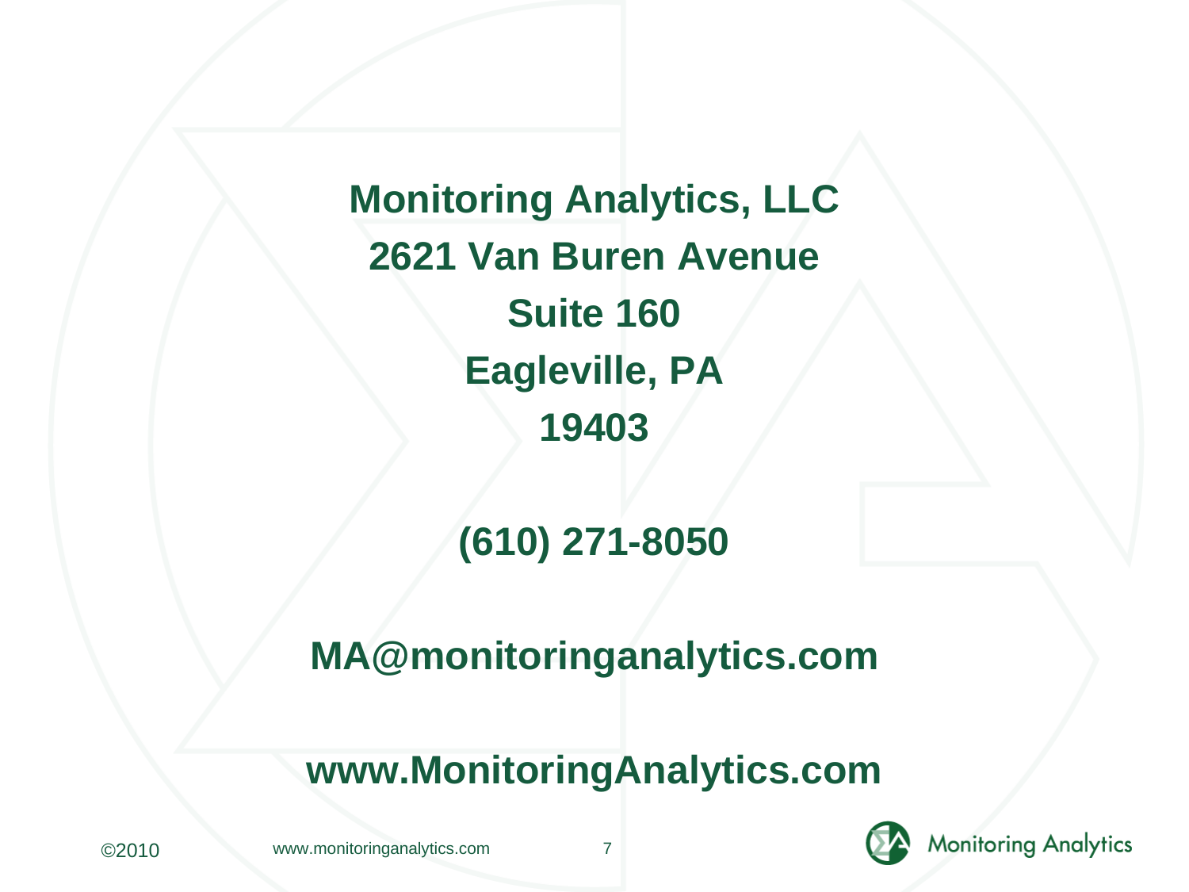**Monitoring Analytics, LLC**

**2621 Van Buren Avenue**

**Suite 160**

**Eagleville, PA**

**19403**

**(610) 271-8050**

**MA@monitoringanalytics.com**

**www.MonitoringAnalytics.com**